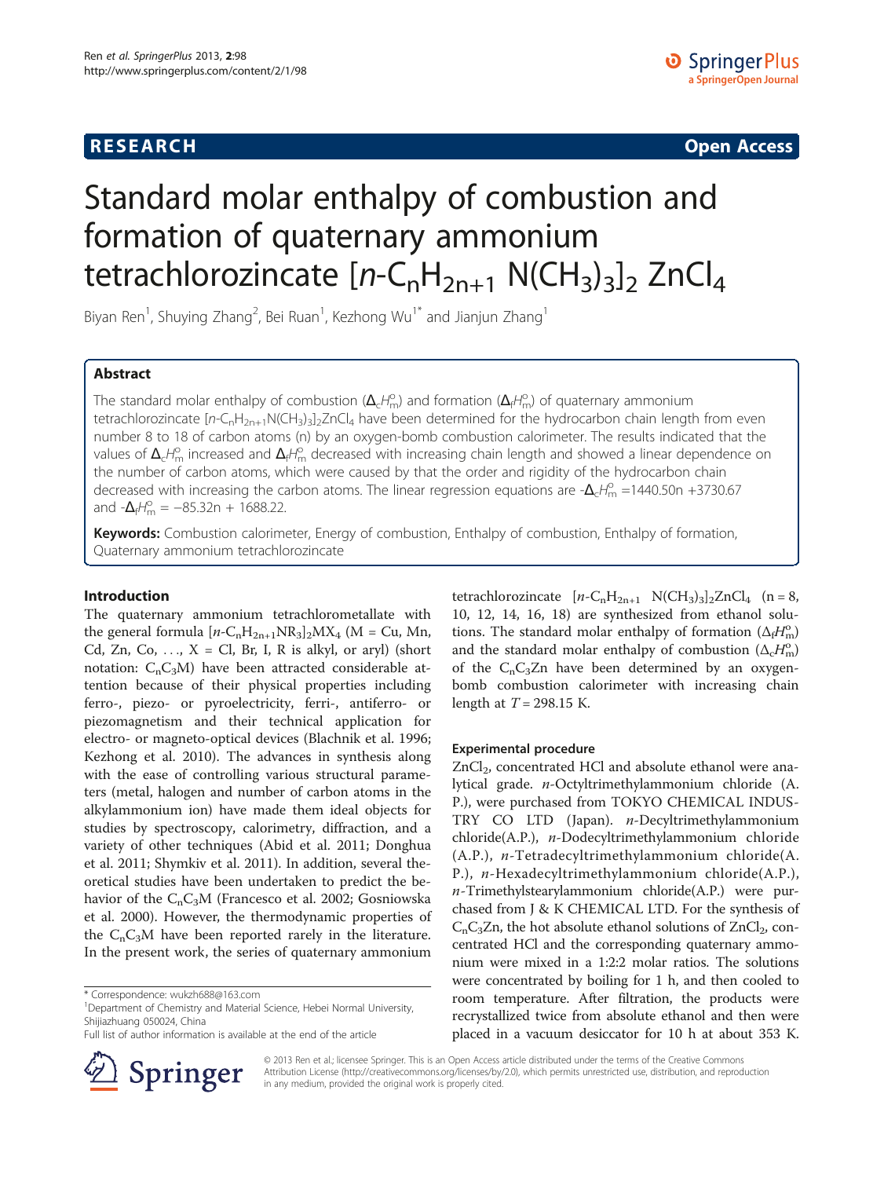# Standard molar enthalpy of combustion and formation of quaternary ammonium tetrachlorozincate $[n\text{-}C_nH_{2n+1}\ N(CH_3)_3]_2\ ZnCl_4$

Biyan Ren[1], Shuying Zhang[2], Bei Ruan[1], Kezhong Wu[1*] and Jianjun Zhang[1]

## Abstract

The standard molar enthalpy of combustion ($\Delta_c H_m^o$) and formation ($\Delta_f H_m^o$) of quaternary ammonium tetrachlorozincate $[n\text{-}C_nH_{2n+1}N(CH_3)_3]_2ZnCl_4$ have been determined for the hydrocarbon chain length from even number 8 to 18 of carbon atoms (n) by an oxygen-bomb combustion calorimeter. The results indicated that the values of $\Delta_c H_m^o$ increased and $\Delta_f H_m^o$ decreased with increasing chain length and showed a linear dependence on the number of carbon atoms, which were caused by that the order and rigidity of the hydrocarbon chain decreased with increasing the carbon atoms. The linear regression equations are $-\Delta_c H_m^o = 1440.50n + 3730.67$ and $-\Delta_f H_m^o = -85.32n + 1688.22$.

**Keywords:** Combustion calorimeter, Energy of combustion, Enthalpy of combustion, Enthalpy of formation, Quaternary ammonium tetrachlorozincate

## Introduction

The quaternary ammonium tetrachlorometallate with the general formula $[n\text{-}C_nH_{2n+1}NR_3]_2MX_4$ (M = Cu, Mn, Cd, Zn, Co, …, X = Cl, Br, I, R is alkyl, or aryl) (short notation: $C_nC_3M$) have been attracted considerable attention because of their physical properties including ferro-, piezo- or pyroelectricity, ferri-, antiferro- or piezomagnetism and their technical application for electro- or magneto-optical devices (Blachnik et al. 1996; Kezhong et al. 2010). The advances in synthesis along with the ease of controlling various structural parameters (metal, halogen and number of carbon atoms in the alkylammonium ion) have made them ideal objects for studies by spectroscopy, calorimetry, diffraction, and a variety of other techniques (Abid et al. 2011; Donghua et al. 2011; Shymkiv et al. 2011). In addition, several theoretical studies have been undertaken to predict the behavior of the $C_nC_3M$ (Francesco et al. 2002; Gosniowska et al. 2000). However, the thermodynamic properties of the $C_nC_3M$ have been reported rarely in the literature. In the present work, the series of quaternary ammonium tetrachlorozincate $[n\text{-}C_nH_{2n+1}\ N(CH_3)_3]_2ZnCl_4$ (n = 8, 10, 12, 14, 16, 18) are synthesized from ethanol solutions. The standard molar enthalpy of formation ($\Delta_f H_m^o$) and the standard molar enthalpy of combustion ($\Delta_c H_m^o$) of the $C_nC_3Zn$ have been determined by an oxygen-bomb combustion calorimeter with increasing chain length at $T = 298.15$ K.

### Experimental procedure

$ZnCl_2$, concentrated HCl and absolute ethanol were analytical grade. *n*-Octyltrimethylammonium chloride (A. P.), were purchased from TOKYO CHEMICAL INDUSTRY CO LTD (Japan). *n*-Decyltrimethylammonium chloride(A.P.), *n*-Dodecyltrimethylammonium chloride (A.P.), *n*-Tetradecyltrimethylammonium chloride(A. P.), *n*-Hexadecyltrimethylammonium chloride(A.P.), *n*-Trimethylstearylammonium chloride(A.P.) were purchased from J & K CHEMICAL LTD. For the synthesis of $C_nC_3Zn$, the hot absolute ethanol solutions of $ZnCl_2$, concentrated HCl and the corresponding quaternary ammonium were mixed in a 1:2:2 molar ratios. The solutions were concentrated by boiling for 1 h, and then cooled to room temperature. After filtration, the products were recrystallized twice from absolute ethanol and then were placed in a vacuum desiccator for 10 h at about 353 K.

\* Correspondence: wukzh688@163.com

[1]Department of Chemistry and Material Science, Hebei Normal University, Shijiazhuang 050024, China

Full list of author information is available at the end of the article

© 2013 Ren et al.; licensee Springer. This is an Open Access article distributed under the terms of the Creative Commons Attribution License (http://creativecommons.org/licenses/by/2.0), which permits unrestricted use, distribution, and reproduction in any medium, provided the original work is properly cited.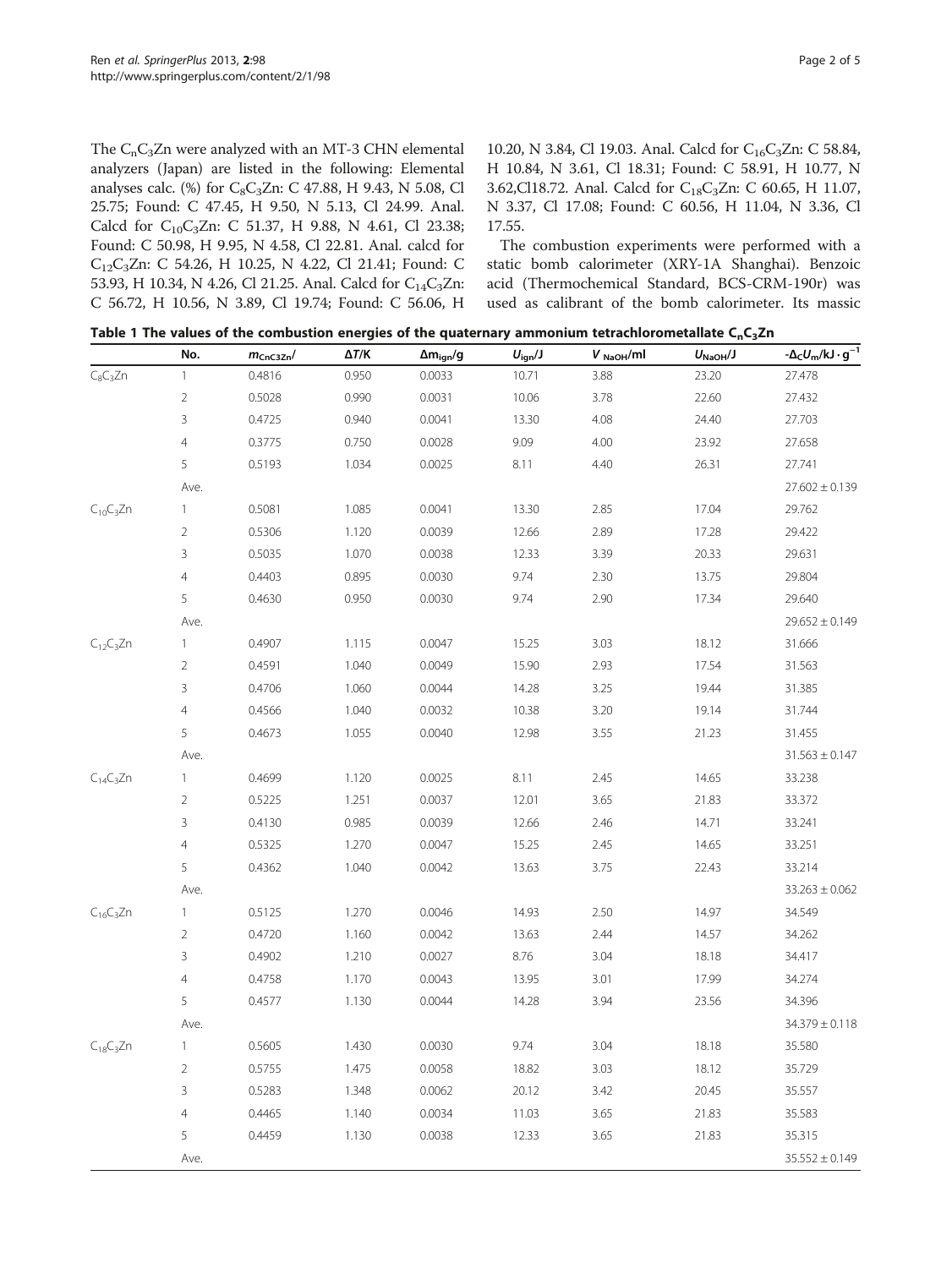The $C_nC_3Zn$ were analyzed with an MT-3 CHN elemental analyzers (Japan) are listed in the following: Elemental analyses calc. (%) for $C_8C_3Zn$: C 47.88, H 9.43, N 5.08, Cl 25.75; Found: C 47.45, H 9.50, N 5.13, Cl 24.99. Anal. Calcd for $C_{10}C_3Zn$: C 51.37, H 9.88, N 4.61, Cl 23.38; Found: C 50.98, H 9.95, N 4.58, Cl 22.81. Anal. calcd for $C_{12}C_3Zn$: C 54.26, H 10.25, N 4.22, Cl 21.41; Found: C 53.93, H 10.34, N 4.26, Cl 21.25. Anal. Calcd for $C_{14}C_3Zn$: C 56.72, H 10.56, N 3.89, Cl 19.74; Found: C 56.06, H 10.20, N 3.84, Cl 19.03. Anal. Calcd for $C_{16}C_3Zn$: C 58.84, H 10.84, N 3.61, Cl 18.31; Found: C 58.91, H 10.77, N 3.62,Cl18.72. Anal. Calcd for $C_{18}C_3Zn$: C 60.65, H 11.07, N 3.37, Cl 17.08; Found: C 60.56, H 11.04, N 3.36, Cl 17.55.

The combustion experiments were performed with a static bomb calorimeter (XRY-1A Shanghai). Benzoic acid (Thermochemical Standard, BCS-CRM-190r) was used as calibrant of the bomb calorimeter. Its massic

**Table 1 The values of the combustion energies of the quaternary ammonium tetrachlorometallate $C_nC_3Zn$**

| | No. | $m_{CnC3Zn}$/ | $\Delta T$/K | $\Delta m_{ign}$/g | $U_{ign}$/J | $V_{NaOH}$/ml | $U_{NaOH}$/J | $-\Delta_C U_m$/kJ · g$^{-1}$ |
|---|---|---|---|---|---|---|---|---|
| $C_8C_3Zn$ | 1 | 0.4816 | 0.950 | 0.0033 | 10.71 | 3.88 | 23.20 | 27.478 |
| | 2 | 0.5028 | 0.990 | 0.0031 | 10.06 | 3.78 | 22.60 | 27.432 |
| | 3 | 0.4725 | 0.940 | 0.0041 | 13.30 | 4.08 | 24.40 | 27.703 |
| | 4 | 0.3775 | 0.750 | 0.0028 | 9.09 | 4.00 | 23.92 | 27.658 |
| | 5 | 0.5193 | 1.034 | 0.0025 | 8.11 | 4.40 | 26.31 | 27.741 |
| | Ave. | | | | | | | 27.602 ± 0.139 |
| $C_{10}C_3Zn$ | 1 | 0.5081 | 1.085 | 0.0041 | 13.30 | 2.85 | 17.04 | 29.762 |
| | 2 | 0.5306 | 1.120 | 0.0039 | 12.66 | 2.89 | 17.28 | 29.422 |
| | 3 | 0.5035 | 1.070 | 0.0038 | 12.33 | 3.39 | 20.33 | 29.631 |
| | 4 | 0.4403 | 0.895 | 0.0030 | 9.74 | 2.30 | 13.75 | 29.804 |
| | 5 | 0.4630 | 0.950 | 0.0030 | 9.74 | 2.90 | 17.34 | 29.640 |
| | Ave. | | | | | | | 29.652 ± 0.149 |
| $C_{12}C_3Zn$ | 1 | 0.4907 | 1.115 | 0.0047 | 15.25 | 3.03 | 18.12 | 31.666 |
| | 2 | 0.4591 | 1.040 | 0.0049 | 15.90 | 2.93 | 17.54 | 31.563 |
| | 3 | 0.4706 | 1.060 | 0.0044 | 14.28 | 3.25 | 19.44 | 31.385 |
| | 4 | 0.4566 | 1.040 | 0.0032 | 10.38 | 3.20 | 19.14 | 31.744 |
| | 5 | 0.4673 | 1.055 | 0.0040 | 12.98 | 3.55 | 21.23 | 31.455 |
| | Ave. | | | | | | | 31.563 ± 0.147 |
| $C_{14}C_3Zn$ | 1 | 0.4699 | 1.120 | 0.0025 | 8.11 | 2.45 | 14.65 | 33.238 |
| | 2 | 0.5225 | 1.251 | 0.0037 | 12.01 | 3.65 | 21.83 | 33.372 |
| | 3 | 0.4130 | 0.985 | 0.0039 | 12.66 | 2.46 | 14.71 | 33.241 |
| | 4 | 0.5325 | 1.270 | 0.0047 | 15.25 | 2.45 | 14.65 | 33.251 |
| | 5 | 0.4362 | 1.040 | 0.0042 | 13.63 | 3.75 | 22.43 | 33.214 |
| | Ave. | | | | | | | 33.263 ± 0.062 |
| $C_{16}C_3Zn$ | 1 | 0.5125 | 1.270 | 0.0046 | 14.93 | 2.50 | 14.97 | 34.549 |
| | 2 | 0.4720 | 1.160 | 0.0042 | 13.63 | 2.44 | 14.57 | 34.262 |
| | 3 | 0.4902 | 1.210 | 0.0027 | 8.76 | 3.04 | 18.18 | 34.417 |
| | 4 | 0.4758 | 1.170 | 0.0043 | 13.95 | 3.01 | 17.99 | 34.274 |
| | 5 | 0.4577 | 1.130 | 0.0044 | 14.28 | 3.94 | 23.56 | 34.396 |
| | Ave. | | | | | | | 34.379 ± 0.118 |
| $C_{18}C_3Zn$ | 1 | 0.5605 | 1.430 | 0.0030 | 9.74 | 3.04 | 18.18 | 35.580 |
| | 2 | 0.5755 | 1.475 | 0.0058 | 18.82 | 3.03 | 18.12 | 35.729 |
| | 3 | 0.5283 | 1.348 | 0.0062 | 20.12 | 3.42 | 20.45 | 35.557 |
| | 4 | 0.4465 | 1.140 | 0.0034 | 11.03 | 3.65 | 21.83 | 35.583 |
| | 5 | 0.4459 | 1.130 | 0.0038 | 12.33 | 3.65 | 21.83 | 35.315 |
| | Ave. | | | | | | | 35.552 ± 0.149 |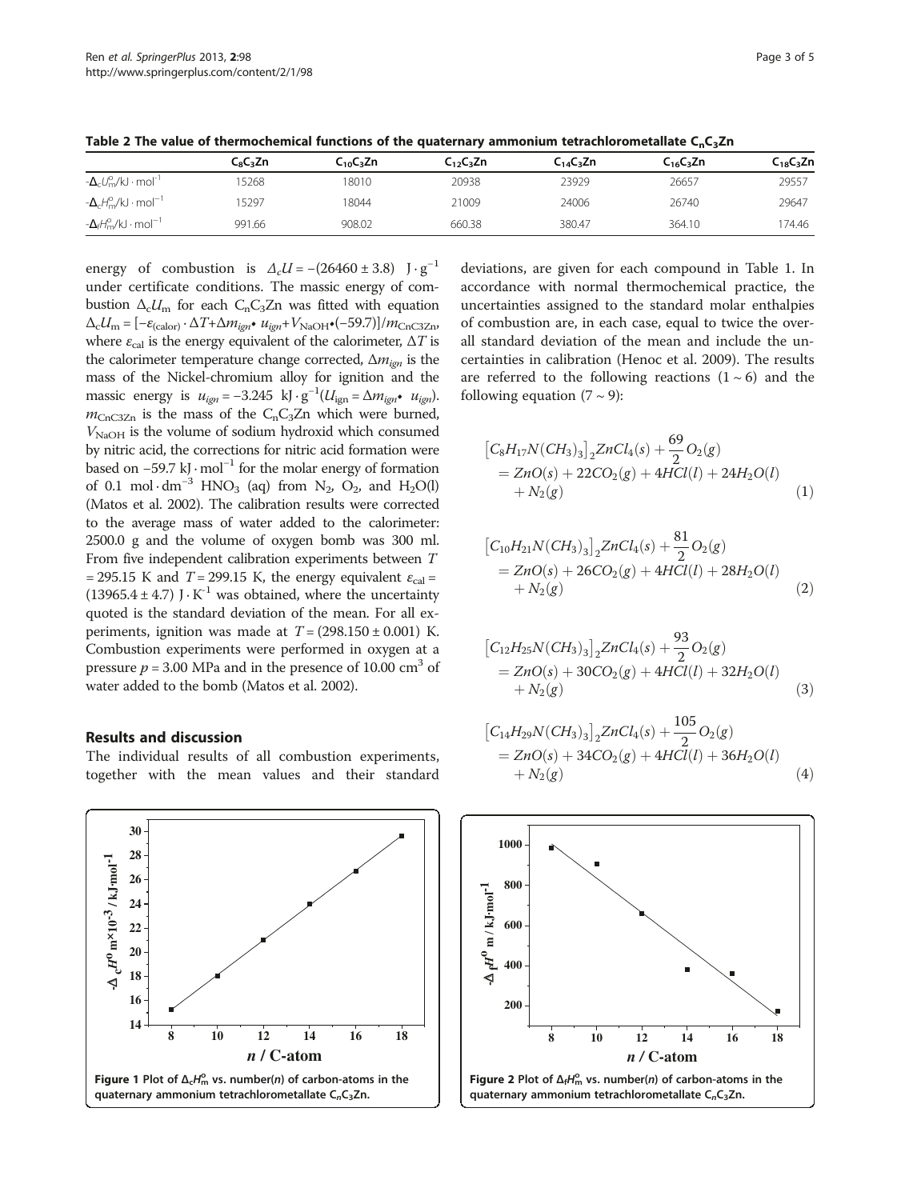**Table 2 The value of thermochemical functions of the quaternary ammonium tetrachlorometallate $C_nC_3Zn$**

| | $C_8C_3Zn$ | $C_{10}C_3Zn$ | $C_{12}C_3Zn$ | $C_{14}C_3Zn$ | $C_{16}C_3Zn$ | $C_{18}C_3Zn$ |
|---|---|---|---|---|---|---|
| $-\Delta_c U_m^o/kJ \cdot mol^{-1}$ | 15268 | 18010 | 20938 | 23929 | 26657 | 29557 |
| $-\Delta_c H_m^o/kJ \cdot mol^{-1}$ | 15297 | 18044 | 21009 | 24006 | 26740 | 29647 |
| $-\Delta_f H_m^o/kJ \cdot mol^{-1}$ | 991.66 | 908.02 | 660.38 | 380.47 | 364.10 | 174.46 |

energy of combustion is $\Delta_c U = -(26460 \pm 3.8)\ J \cdot g^{-1}$ under certificate conditions. The massic energy of combustion $\Delta_c U_m$ for each $C_nC_3Zn$ was fitted with equation $\Delta_c U_m = [-\varepsilon_{(calor)} \cdot \Delta T + \Delta m_{ign} \bullet u_{ign} + V_{NaOH} \bullet (-59.7)]/m_{CnC3Zn}$, where $\varepsilon_{cal}$ is the energy equivalent of the calorimeter, $\Delta T$ is the calorimeter temperature change corrected, $\Delta m_{ign}$ is the mass of the Nickel-chromium alloy for ignition and the massic energy is $u_{ign} = -3.245\ kJ \cdot g^{-1} (U_{ign} = \Delta m_{ign} \bullet u_{ign})$. $m_{CnC3Zn}$ is the mass of the $C_nC_3Zn$ which were burned, $V_{NaOH}$ is the volume of sodium hydroxid which consumed by nitric acid, the corrections for nitric acid formation were based on $-59.7\ kJ \cdot mol^{-1}$ for the molar energy of formation of $0.1\ mol \cdot dm^{-3}$ $HNO_3$ (aq) from $N_2$, $O_2$, and $H_2O$(l) (Matos et al. 2002). The calibration results were corrected to the average mass of water added to the calorimeter: 2500.0 g and the volume of oxygen bomb was 300 ml. From five independent calibration experiments between $T = 295.15$ K and $T = 299.15$ K, the energy equivalent $\varepsilon_{cal} = (13965.4 \pm 4.7)\ J \cdot K^{-1}$ was obtained, where the uncertainty quoted is the standard deviation of the mean. For all experiments, ignition was made at $T = (298.150 \pm 0.001)$ K. Combustion experiments were performed in oxygen at a pressure $p = 3.00$ MPa and in the presence of 10.00 $cm^3$ of water added to the bomb (Matos et al. 2002).

## Results and discussion

The individual results of all combustion experiments, together with the mean values and their standard deviations, are given for each compound in Table 1. In accordance with normal thermochemical practice, the uncertainties assigned to the standard molar enthalpies of combustion are, in each case, equal to twice the overall standard deviation of the mean and include the uncertainties in calibration (Henoc et al. 2009). The results are referred to the following reactions ($1 \sim 6$) and the following equation ($7 \sim 9$):

$$\left[C_8H_{17}N(CH_3)_3\right]_2 ZnCl_4(s) + \frac{69}{2}O_2(g) = ZnO(s) + 22CO_2(g) + 4HCl(l) + 24H_2O(l) + N_2(g) \quad (1)$$

$$\left[C_{10}H_{21}N(CH_3)_3\right]_2 ZnCl_4(s) + \frac{81}{2}O_2(g) = ZnO(s) + 26CO_2(g) + 4HCl(l) + 28H_2O(l) + N_2(g) \quad (2)$$

$$\left[C_{12}H_{25}N(CH_3)_3\right]_2 ZnCl_4(s) + \frac{93}{2}O_2(g) = ZnO(s) + 30CO_2(g) + 4HCl(l) + 32H_2O(l) + N_2(g) \quad (3)$$

$$\left[C_{14}H_{29}N(CH_3)_3\right]_2 ZnCl_4(s) + \frac{105}{2}O_2(g) = ZnO(s) + 34CO_2(g) + 4HCl(l) + 36H_2O(l) + N_2(g) \quad (4)$$

**Figure 1** Plot of $\Delta_c H_m^o$ vs. number($n$) of carbon-atoms in the quaternary ammonium tetrachlorometallate $C_nC_3Zn$.

**Figure 2** Plot of $\Delta_f H_m^o$ vs. number($n$) of carbon-atoms in the quaternary ammonium tetrachlorometallate $C_nC_3Zn$.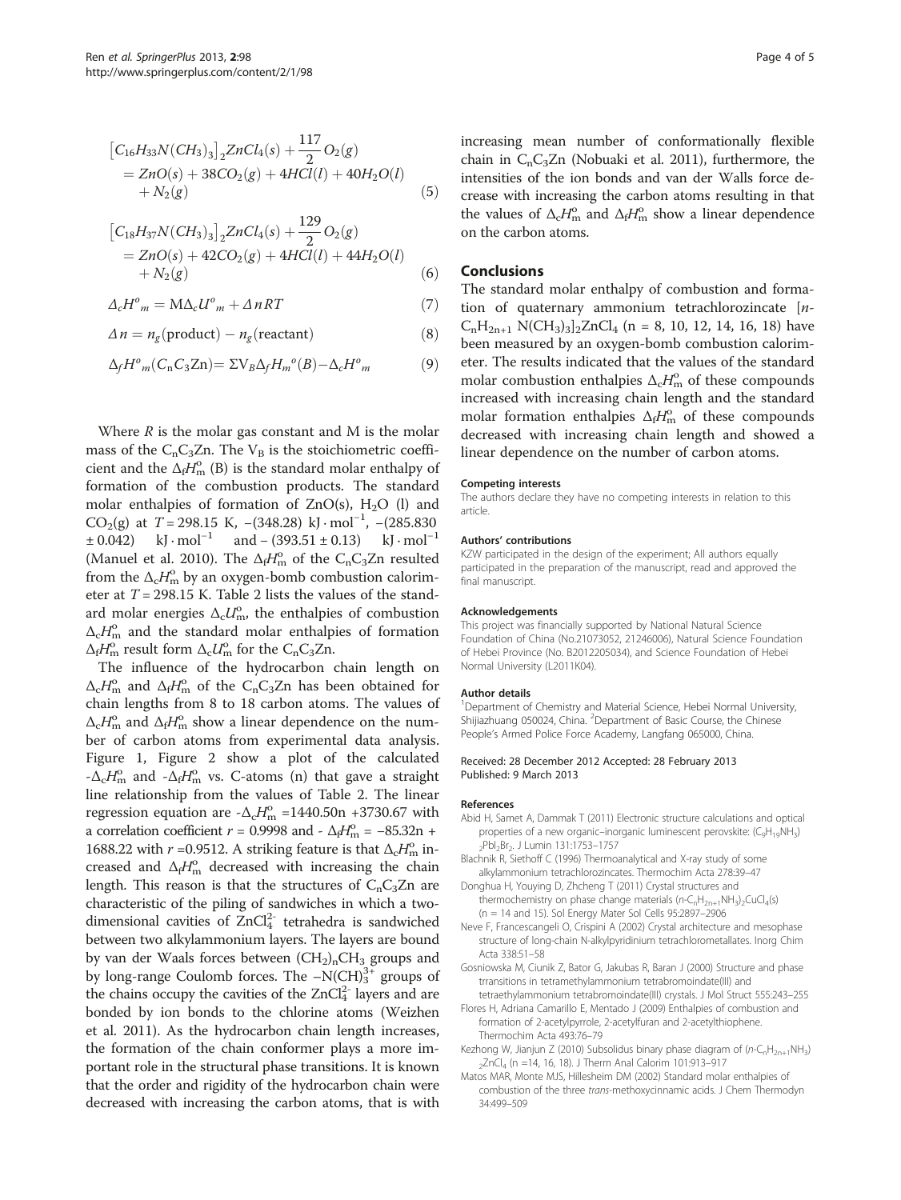$$\left[C_{16}H_{33}N(CH_3)_3\right]_2ZnCl_4(s) + \frac{117}{2}O_2(g) = ZnO(s) + 38CO_2(g) + 4HCl(l) + 40H_2O(l) + N_2(g) \tag{5}$$

$$\left[C_{18}H_{37}N(CH_3)_3\right]_2ZnCl_4(s) + \frac{129}{2}O_2(g) = ZnO(s) + 42CO_2(g) + 4HCl(l) + 44H_2O(l) + N_2(g) \tag{6}$$

$$\Delta_c H^o{}_m = \text{M}\Delta_c U^o{}_m + \Delta nRT \tag{7}$$

$$\Delta n = n_g(\text{product}) - n_g(\text{reactant}) \tag{8}$$

$$\Delta_f H^o{}_m(\text{C}_n\text{C}_3\text{Zn}) = \Sigma \text{V}_B \Delta_f H_m{}^o(B) - \Delta_c H^o{}_m \tag{9}$$

Where $R$ is the molar gas constant and M is the molar mass of the $C_nC_3Zn$. The $V_B$ is the stoichiometric coefficient and the $\Delta_f H^o_m$ (B) is the standard molar enthalpy of formation of the combustion products. The standard molar enthalpies of formation of ZnO(s), $H_2O$ (l) and $CO_2$(g) at $T = 298.15$ K, $-(348.28)$ $\text{kJ} \cdot \text{mol}^{-1}$, $-(285.830 \pm 0.042)$ $\text{kJ} \cdot \text{mol}^{-1}$ and $-(393.51 \pm 0.13)$ $\text{kJ} \cdot \text{mol}^{-1}$ (Manuel et al. 2010). The $\Delta_f H^o_m$ of the $C_nC_3Zn$ resulted from the $\Delta_c H^o_m$ by an oxygen-bomb combustion calorimeter at $T = 298.15$ K. Table 2 lists the values of the standard molar energies $\Delta_c U^o_m$, the enthalpies of combustion $\Delta_c H^o_m$ and the standard molar enthalpies of formation $\Delta_f H^o_m$ result form $\Delta_c U^o_m$ for the $C_nC_3Zn$.

The influence of the hydrocarbon chain length on $\Delta_c H^o_m$ and $\Delta_f H^o_m$ of the $C_nC_3Zn$ has been obtained for chain lengths from 8 to 18 carbon atoms. The values of $\Delta_c H^o_m$ and $\Delta_f H^o_m$ show a linear dependence on the number of carbon atoms from experimental data analysis. Figure 1, Figure 2 show a plot of the calculated $-\Delta_c H^o_m$ and $-\Delta_f H^o_m$ vs. C-atoms (n) that gave a straight line relationship from the values of Table 2. The linear regression equation are $-\Delta_c H^o_m = 1440.50n + 3730.67$ with a correlation coefficient $r = 0.9998$ and $-\Delta_f H^o_m = -85.32n + 1688.22$ with $r = 0.9512$. A striking feature is that $\Delta_c H^o_m$ increased and $\Delta_f H^o_m$ decreased with increasing the chain length. This reason is that the structures of $C_nC_3Zn$ are characteristic of the piling of sandwiches in which a two-dimensional cavities of $ZnCl_4^{2-}$ tetrahedra is sandwiched between two alkylammonium layers. The layers are bound by van der Waals forces between $(CH_2)_nCH_3$ groups and by long-range Coulomb forces. The $-N(CH)_3^{3+}$ groups of the chains occupy the cavities of the $ZnCl_4^{2-}$ layers and are bonded by ion bonds to the chlorine atoms (Weizhen et al. 2011). As the hydrocarbon chain length increases, the formation of the chain conformer plays a more important role in the structural phase transitions. It is known that the order and rigidity of the hydrocarbon chain were decreased with increasing the carbon atoms, that is with increasing mean number of conformationally flexible chain in $C_nC_3Zn$ (Nobuaki et al. 2011), furthermore, the intensities of the ion bonds and van der Walls force decrease with increasing the carbon atoms resulting in that the values of $\Delta_c H^o_m$ and $\Delta_f H^o_m$ show a linear dependence on the carbon atoms.

## Conclusions

The standard molar enthalpy of combustion and formation of quaternary ammonium tetrachlorozincate $[n\text{-}C_nH_{2n+1}\ N(CH_3)_3]_2ZnCl_4$ (n = 8, 10, 12, 14, 16, 18) have been measured by an oxygen-bomb combustion calorimeter. The results indicated that the values of the standard molar combustion enthalpies $\Delta_c H^o_m$ of these compounds increased with increasing chain length and the standard molar formation enthalpies $\Delta_f H^o_m$ of these compounds decreased with increasing chain length and showed a linear dependence on the number of carbon atoms.

#### Competing interests

The authors declare they have no competing interests in relation to this article.

#### Authors' contributions

KZW participated in the design of the experiment; All authors equally participated in the preparation of the manuscript, read and approved the final manuscript.

#### Acknowledgements

This project was financially supported by National Natural Science Foundation of China (No.21073052, 21246006), Natural Science Foundation of Hebei Province (No. B2012205034), and Science Foundation of Hebei Normal University (L2011K04).

#### Author details

[1]Department of Chemistry and Material Science, Hebei Normal University, Shijiazhuang 050024, China. [2]Department of Basic Course, the Chinese People's Armed Police Force Academy, Langfang 065000, China.

Received: 28 December 2012 Accepted: 28 February 2013
Published: 9 March 2013

#### References

Abid H, Samet A, Dammak T (2011) Electronic structure calculations and optical properties of a new organic–inorganic luminescent perovskite: $(C_9H_{19}NH_3)_2PbI_2Br_2$. J Lumin 131:1753–1757

Blachnik R, Siethoff C (1996) Thermoanalytical and X-ray study of some alkylammonium tetrachlorozincates. Thermochim Acta 278:39–47

Donghua H, Youying D, Zhcheng T (2011) Crystal structures and thermochemistry on phase change materials $(n\text{-}C_nH_{2n+1}NH_3)_2CuCl_4$(s) (n = 14 and 15). Sol Energy Mater Sol Cells 95:2897–2906

Neve F, Francescangeli O, Crispini A (2002) Crystal architecture and mesophase structure of long-chain N-alkylpyridinium tetrachlorometallates. Inorg Chim Acta 338:51–58

Gosniowska M, Ciunik Z, Bator G, Jakubas R, Baran J (2000) Structure and phase trransitions in tetramethylammonium tetrabromoindate(III) and tetraethylammonium tetrabromoindate(III) crystals. J Mol Struct 555:243–255

Flores H, Adriana Camarillo E, Mentado J (2009) Enthalpies of combustion and formation of 2-acetylpyrrole, 2-acetylfuran and 2-acetylthiophene. Thermochim Acta 493:76–79

Kezhong W, Jianjun Z (2010) Subsolidus binary phase diagram of $(n\text{-}C_nH_{2n+1}NH_3)_2ZnCl_4$ (n =14, 16, 18). J Therm Anal Calorim 101:913–917

Matos MAR, Monte MJS, Hillesheim DM (2002) Standard molar enthalpies of combustion of the three *trans*-methoxycinnamic acids. J Chem Thermodyn 34:499–509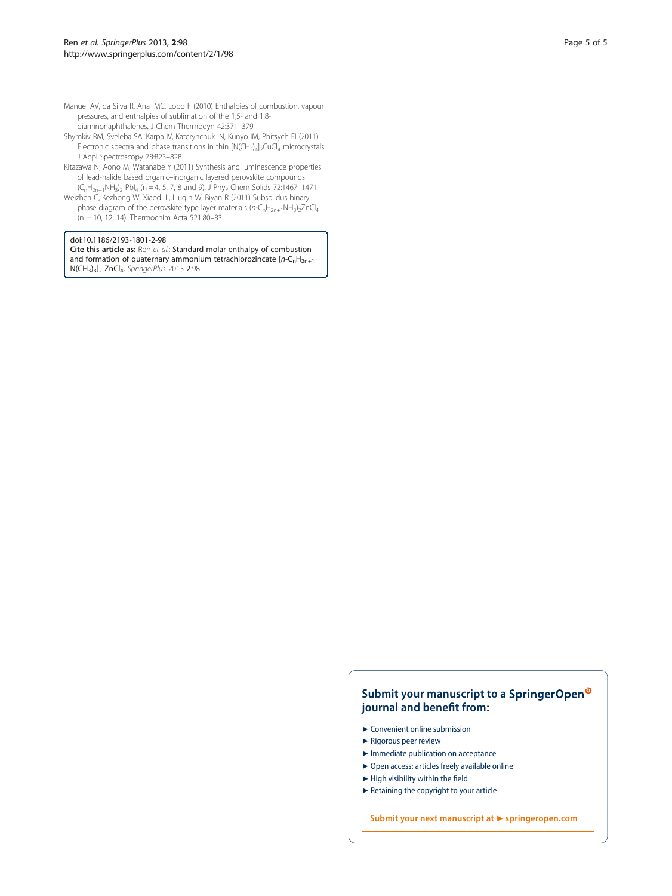Manuel AV, da Silva R, Ana IMC, Lobo F (2010) Enthalpies of combustion, vapour pressures, and enthalpies of sublimation of the 1,5- and 1,8-diaminonaphthalenes. J Chem Thermodyn 42:371–379

Shymkiv RM, Sveleba SA, Karpa IV, Katerynchuk IN, Kunyo IM, Phitsych EI (2011) Electronic spectra and phase transitions in thin $[N(CH_3)_4]_2CuCl_4$ microcrystals. J Appl Spectroscopy 78:823–828

Kitazawa N, Aono M, Watanabe Y (2011) Synthesis and luminescence properties of lead-halide based organic–inorganic layered perovskite compounds $(C_nH_{2n+1}NH_3)_2$ $PbI_4$ (n = 4, 5, 7, 8 and 9). J Phys Chem Solids 72:1467–1471

Weizhen C, Kezhong W, Xiaodi L, Liuqin W, Biyan R (2011) Subsolidus binary phase diagram of the perovskite type layer materials $(n\text{-}C_nH_{2n+1}NH_3)_2ZnCl_4$ (n = 10, 12, 14). Thermochim Acta 521:80–83

doi:10.1186/2193-1801-2-98

**Cite this article as:** Ren *et al.*: Standard molar enthalpy of combustion and formation of quaternary ammonium tetrachlorozincate $[n\text{-}C_nH_{2n+1}N(CH_3)_3]_2$ $ZnCl_4$. *SpringerPlus* 2013 **2**:98.

**Submit your manuscript to a SpringerOpen journal and benefit from:**

- ► Convenient online submission
- ► Rigorous peer review
- ► Immediate publication on acceptance
- ► Open access: articles freely available online
- ► High visibility within the field
- ► Retaining the copyright to your article

**Submit your next manuscript at ► springeropen.com**